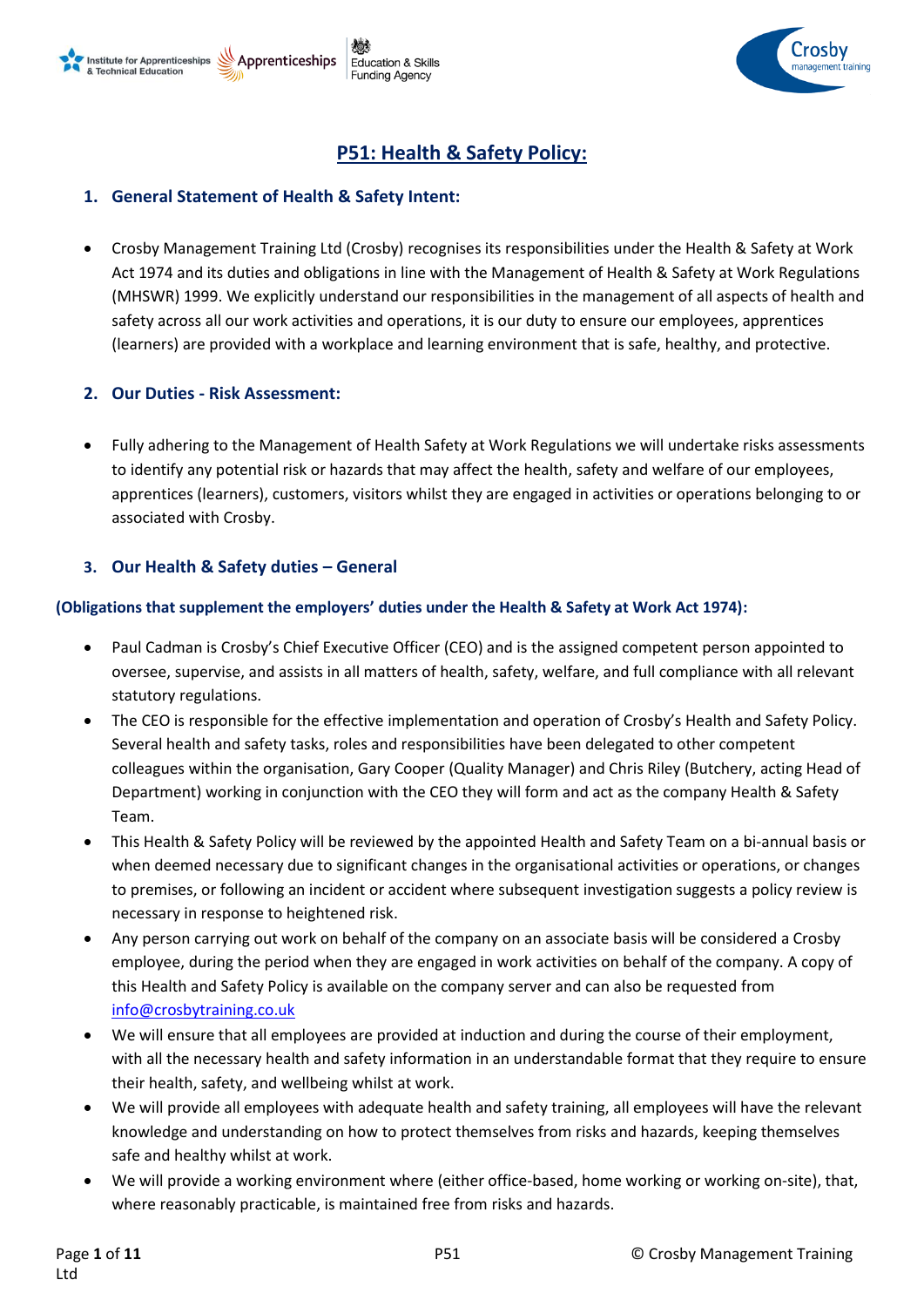# P51: Health & Safety Policy:

## 1. General Statement of Health & Safety Intent:

- Crosby Management Training Ltd (Crosby) recognises its responsibilities under the Health & Safety at Work Act 1974 and its duties and obligations in line with the Management of Health & Safety at Work Regulations (MHSWR) 1999. We explicitly understand our responsibilities in the management of all aspects of health and safety across all our work activities and operations, it is our duty to ensure our employees, apprentices (learners) are provided with a workplace and learning environment that is safe, healthy, and protective.

## 2. Our Duties - Risk Assessment:

- Fully adhering to the Management of Health Safety at Work Regulations we will undertake risks assessments to identify any potential risk or hazards that may affect the health, safety and welfare of our employees, apprentices (learners), customers, visitors whilst they are engaged in activities or operations belonging to or associated with Crosby.

## 3. Our Health & Safety duties – General

**(Obligations that supplement the employers' duties under the Health & Safety at Work Act 1974):**

- Paul Cadman is Crosby's Chief Executive Officer (CEO) and is the assigned competent person appointed to oversee, supervise, and assists in all matters of health, safety, welfare, and full compliance with all relevant statutory regulations.
- The CEO is responsible for the effective implementation and operation of Crosby's Health and Safety Policy. Several health and safety tasks, roles and responsibilities have been delegated to other competent colleagues within the organisation, Gary Cooper (Quality Manager) and Chris Riley (Butchery, acting Head of Department) working in conjunction with the CEO they will form and act as the company Health & Safety Team.
- This Health & Safety Policy will be reviewed by the appointed Health and Safety Team on a bi-annual basis or when deemed necessary due to significant changes in the organisational activities or operations, or changes to premises, or following an incident or accident where subsequent investigation suggests a policy review is necessary in response to heightened risk.
- Any person carrying out work on behalf of the company on an associate basis will be considered a Crosby employee, during the period when they are engaged in work activities on behalf of the company. A copy of this Health and Safety Policy is available on the company server and can also be requested from info@crosbytraining.co.uk
- We will ensure that all employees are provided at induction and during the course of their employment, with all the necessary health and safety information in an understandable format that they require to ensure their health, safety, and wellbeing whilst at work.
- We will provide all employees with adequate health and safety training, all employees will have the relevant knowledge and understanding on how to protect themselves from risks and hazards, keeping themselves safe and healthy whilst at work.
- We will provide a working environment where (either office-based, home working or working on-site), that, where reasonably practicable, is maintained free from risks and hazards.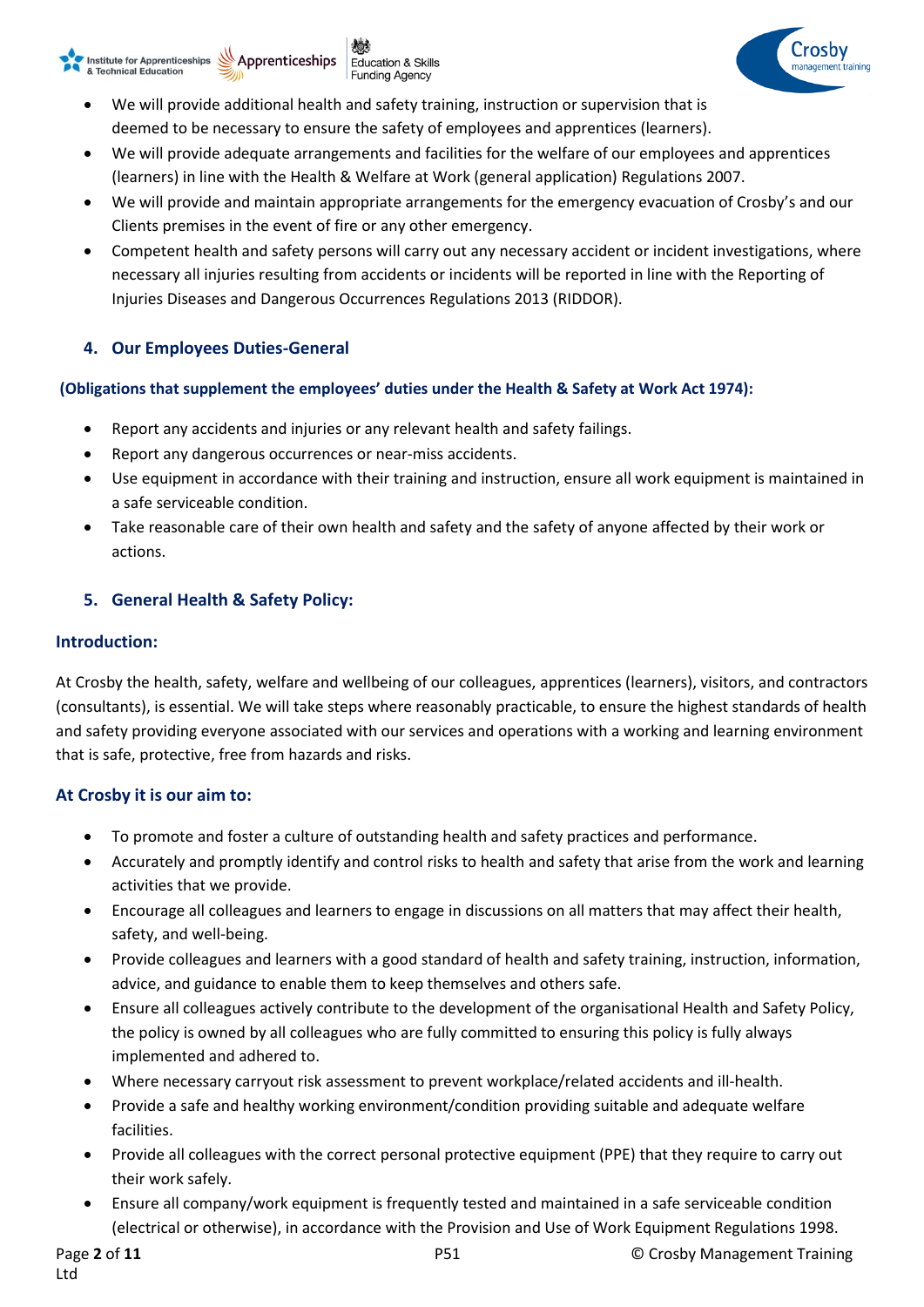- We will provide additional health and safety training, instruction or supervision that is deemed to be necessary to ensure the safety of employees and apprentices (learners).
- We will provide adequate arrangements and facilities for the welfare of our employees and apprentices (learners) in line with the Health & Welfare at Work (general application) Regulations 2007.
- We will provide and maintain appropriate arrangements for the emergency evacuation of Crosby's and our Clients premises in the event of fire or any other emergency.
- Competent health and safety persons will carry out any necessary accident or incident investigations, where necessary all injuries resulting from accidents or incidents will be reported in line with the Reporting of Injuries Diseases and Dangerous Occurrences Regulations 2013 (RIDDOR).

## 4. Our Employees Duties-General

**(Obligations that supplement the employees' duties under the Health & Safety at Work Act 1974):**

- Report any accidents and injuries or any relevant health and safety failings.
- Report any dangerous occurrences or near-miss accidents.
- Use equipment in accordance with their training and instruction, ensure all work equipment is maintained in a safe serviceable condition.
- Take reasonable care of their own health and safety and the safety of anyone affected by their work or actions.

## 5. General Health & Safety Policy:

### Introduction:

At Crosby the health, safety, welfare and wellbeing of our colleagues, apprentices (learners), visitors, and contractors (consultants), is essential. We will take steps where reasonably practicable, to ensure the highest standards of health and safety providing everyone associated with our services and operations with a working and learning environment that is safe, protective, free from hazards and risks.

### At Crosby it is our aim to:

- To promote and foster a culture of outstanding health and safety practices and performance.
- Accurately and promptly identify and control risks to health and safety that arise from the work and learning activities that we provide.
- Encourage all colleagues and learners to engage in discussions on all matters that may affect their health, safety, and well-being.
- Provide colleagues and learners with a good standard of health and safety training, instruction, information, advice, and guidance to enable them to keep themselves and others safe.
- Ensure all colleagues actively contribute to the development of the organisational Health and Safety Policy, the policy is owned by all colleagues who are fully committed to ensuring this policy is fully always implemented and adhered to.
- Where necessary carryout risk assessment to prevent workplace/related accidents and ill-health.
- Provide a safe and healthy working environment/condition providing suitable and adequate welfare facilities.
- Provide all colleagues with the correct personal protective equipment (PPE) that they require to carry out their work safely.
- Ensure all company/work equipment is frequently tested and maintained in a safe serviceable condition (electrical or otherwise), in accordance with the Provision and Use of Work Equipment Regulations 1998.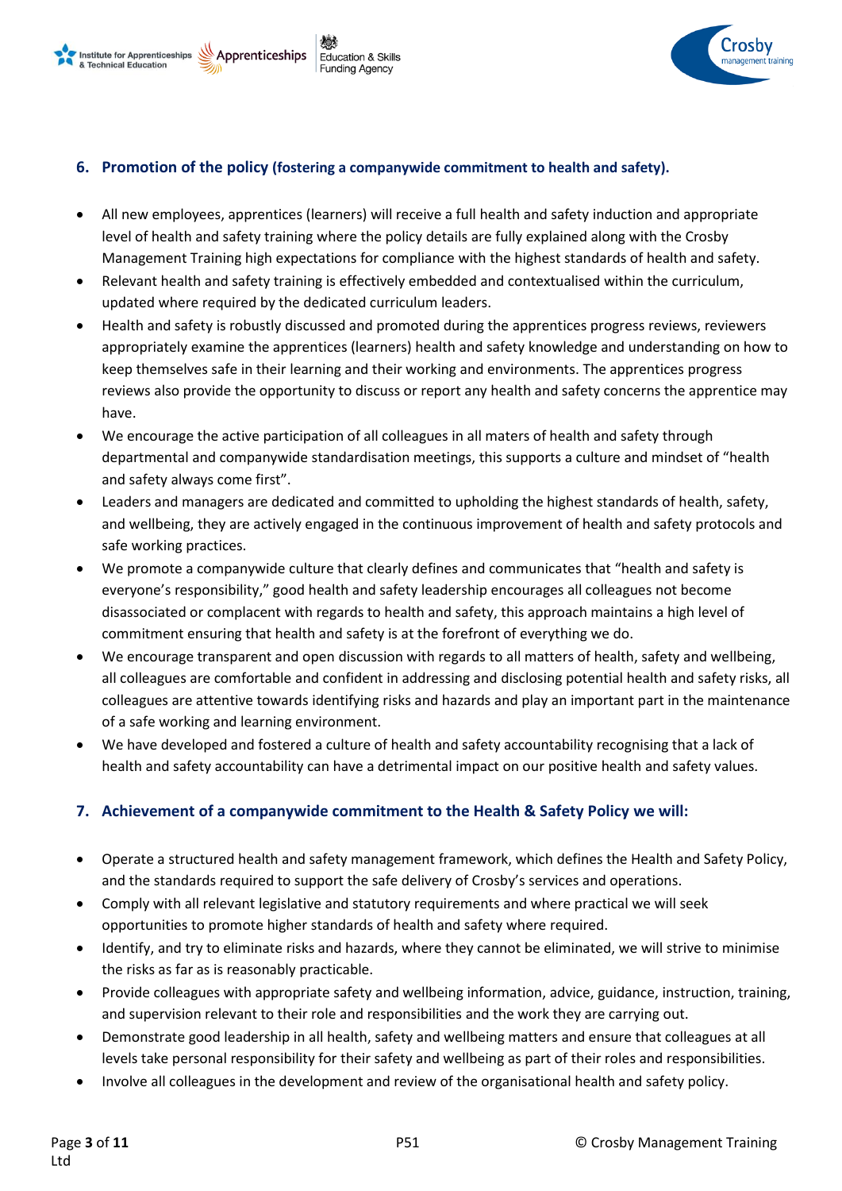## 6. Promotion of the policy (fostering a companywide commitment to health and safety).

- All new employees, apprentices (learners) will receive a full health and safety induction and appropriate level of health and safety training where the policy details are fully explained along with the Crosby Management Training high expectations for compliance with the highest standards of health and safety.
- Relevant health and safety training is effectively embedded and contextualised within the curriculum, updated where required by the dedicated curriculum leaders.
- Health and safety is robustly discussed and promoted during the apprentices progress reviews, reviewers appropriately examine the apprentices (learners) health and safety knowledge and understanding on how to keep themselves safe in their learning and their working and environments. The apprentices progress reviews also provide the opportunity to discuss or report any health and safety concerns the apprentice may have.
- We encourage the active participation of all colleagues in all maters of health and safety through departmental and companywide standardisation meetings, this supports a culture and mindset of "health and safety always come first".
- Leaders and managers are dedicated and committed to upholding the highest standards of health, safety, and wellbeing, they are actively engaged in the continuous improvement of health and safety protocols and safe working practices.
- We promote a companywide culture that clearly defines and communicates that "health and safety is everyone's responsibility," good health and safety leadership encourages all colleagues not become disassociated or complacent with regards to health and safety, this approach maintains a high level of commitment ensuring that health and safety is at the forefront of everything we do.
- We encourage transparent and open discussion with regards to all matters of health, safety and wellbeing, all colleagues are comfortable and confident in addressing and disclosing potential health and safety risks, all colleagues are attentive towards identifying risks and hazards and play an important part in the maintenance of a safe working and learning environment.
- We have developed and fostered a culture of health and safety accountability recognising that a lack of health and safety accountability can have a detrimental impact on our positive health and safety values.

## 7. Achievement of a companywide commitment to the Health & Safety Policy we will:

- Operate a structured health and safety management framework, which defines the Health and Safety Policy, and the standards required to support the safe delivery of Crosby's services and operations.
- Comply with all relevant legislative and statutory requirements and where practical we will seek opportunities to promote higher standards of health and safety where required.
- Identify, and try to eliminate risks and hazards, where they cannot be eliminated, we will strive to minimise the risks as far as is reasonably practicable.
- Provide colleagues with appropriate safety and wellbeing information, advice, guidance, instruction, training, and supervision relevant to their role and responsibilities and the work they are carrying out.
- Demonstrate good leadership in all health, safety and wellbeing matters and ensure that colleagues at all levels take personal responsibility for their safety and wellbeing as part of their roles and responsibilities.
- Involve all colleagues in the development and review of the organisational health and safety policy.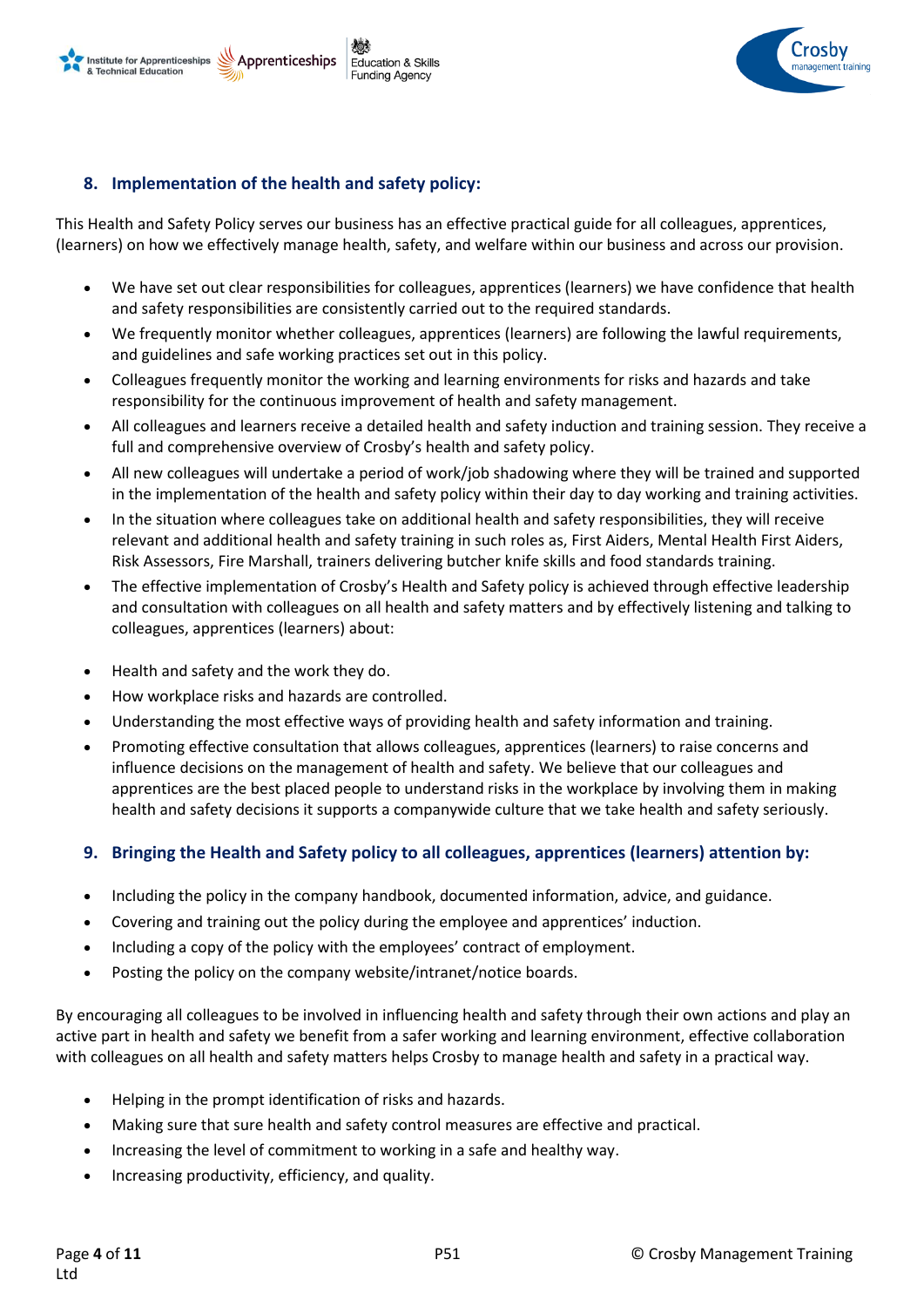## 8. Implementation of the health and safety policy:

This Health and Safety Policy serves our business has an effective practical guide for all colleagues, apprentices, (learners) on how we effectively manage health, safety, and welfare within our business and across our provision.

- We have set out clear responsibilities for colleagues, apprentices (learners) we have confidence that health and safety responsibilities are consistently carried out to the required standards.
- We frequently monitor whether colleagues, apprentices (learners) are following the lawful requirements, and guidelines and safe working practices set out in this policy.
- Colleagues frequently monitor the working and learning environments for risks and hazards and take responsibility for the continuous improvement of health and safety management.
- All colleagues and learners receive a detailed health and safety induction and training session. They receive a full and comprehensive overview of Crosby's health and safety policy.
- All new colleagues will undertake a period of work/job shadowing where they will be trained and supported in the implementation of the health and safety policy within their day to day working and training activities.
- In the situation where colleagues take on additional health and safety responsibilities, they will receive relevant and additional health and safety training in such roles as, First Aiders, Mental Health First Aiders, Risk Assessors, Fire Marshall, trainers delivering butcher knife skills and food standards training.
- The effective implementation of Crosby's Health and Safety policy is achieved through effective leadership and consultation with colleagues on all health and safety matters and by effectively listening and talking to colleagues, apprentices (learners) about:

- Health and safety and the work they do.
- How workplace risks and hazards are controlled.
- Understanding the most effective ways of providing health and safety information and training.
- Promoting effective consultation that allows colleagues, apprentices (learners) to raise concerns and influence decisions on the management of health and safety. We believe that our colleagues and apprentices are the best placed people to understand risks in the workplace by involving them in making health and safety decisions it supports a companywide culture that we take health and safety seriously.

## 9. Bringing the Health and Safety policy to all colleagues, apprentices (learners) attention by:

- Including the policy in the company handbook, documented information, advice, and guidance.
- Covering and training out the policy during the employee and apprentices' induction.
- Including a copy of the policy with the employees' contract of employment.
- Posting the policy on the company website/intranet/notice boards.

By encouraging all colleagues to be involved in influencing health and safety through their own actions and play an active part in health and safety we benefit from a safer working and learning environment, effective collaboration with colleagues on all health and safety matters helps Crosby to manage health and safety in a practical way.

- Helping in the prompt identification of risks and hazards.
- Making sure that sure health and safety control measures are effective and practical.
- Increasing the level of commitment to working in a safe and healthy way.
- Increasing productivity, efficiency, and quality.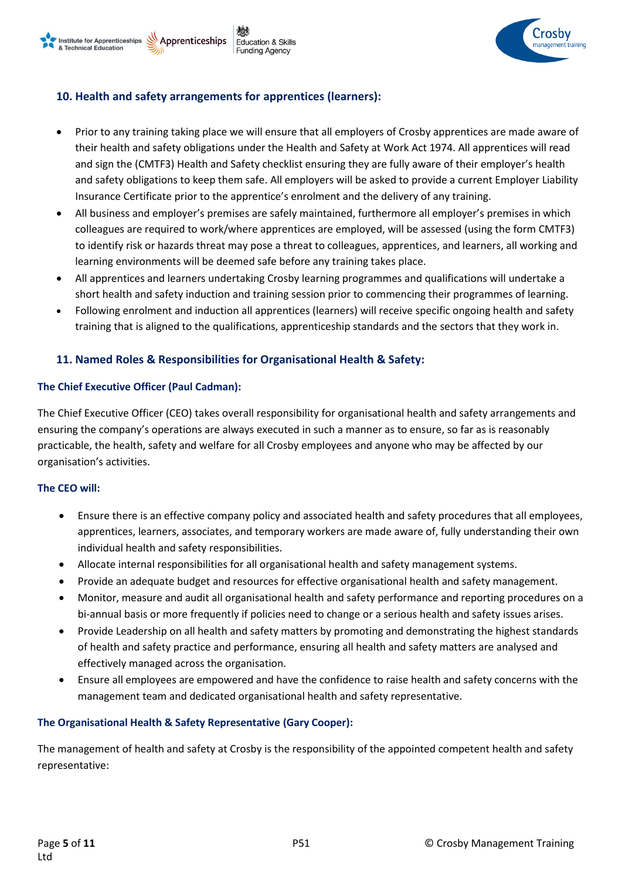## 10. Health and safety arrangements for apprentices (learners):

- Prior to any training taking place we will ensure that all employers of Crosby apprentices are made aware of their health and safety obligations under the Health and Safety at Work Act 1974. All apprentices will read and sign the (CMTF3) Health and Safety checklist ensuring they are fully aware of their employer's health and safety obligations to keep them safe. All employers will be asked to provide a current Employer Liability Insurance Certificate prior to the apprentice's enrolment and the delivery of any training.
- All business and employer's premises are safely maintained, furthermore all employer's premises in which colleagues are required to work/where apprentices are employed, will be assessed (using the form CMTF3) to identify risk or hazards threat may pose a threat to colleagues, apprentices, and learners, all working and learning environments will be deemed safe before any training takes place.
- All apprentices and learners undertaking Crosby learning programmes and qualifications will undertake a short health and safety induction and training session prior to commencing their programmes of learning.
- Following enrolment and induction all apprentices (learners) will receive specific ongoing health and safety training that is aligned to the qualifications, apprenticeship standards and the sectors that they work in.

## 11. Named Roles & Responsibilities for Organisational Health & Safety:

### The Chief Executive Officer (Paul Cadman):

The Chief Executive Officer (CEO) takes overall responsibility for organisational health and safety arrangements and ensuring the company's operations are always executed in such a manner as to ensure, so far as is reasonably practicable, the health, safety and welfare for all Crosby employees and anyone who may be affected by our organisation's activities.

### The CEO will:

- Ensure there is an effective company policy and associated health and safety procedures that all employees, apprentices, learners, associates, and temporary workers are made aware of, fully understanding their own individual health and safety responsibilities.
- Allocate internal responsibilities for all organisational health and safety management systems.
- Provide an adequate budget and resources for effective organisational health and safety management.
- Monitor, measure and audit all organisational health and safety performance and reporting procedures on a bi-annual basis or more frequently if policies need to change or a serious health and safety issues arises.
- Provide Leadership on all health and safety matters by promoting and demonstrating the highest standards of health and safety practice and performance, ensuring all health and safety matters are analysed and effectively managed across the organisation.
- Ensure all employees are empowered and have the confidence to raise health and safety concerns with the management team and dedicated organisational health and safety representative.

### The Organisational Health & Safety Representative (Gary Cooper):

The management of health and safety at Crosby is the responsibility of the appointed competent health and safety representative: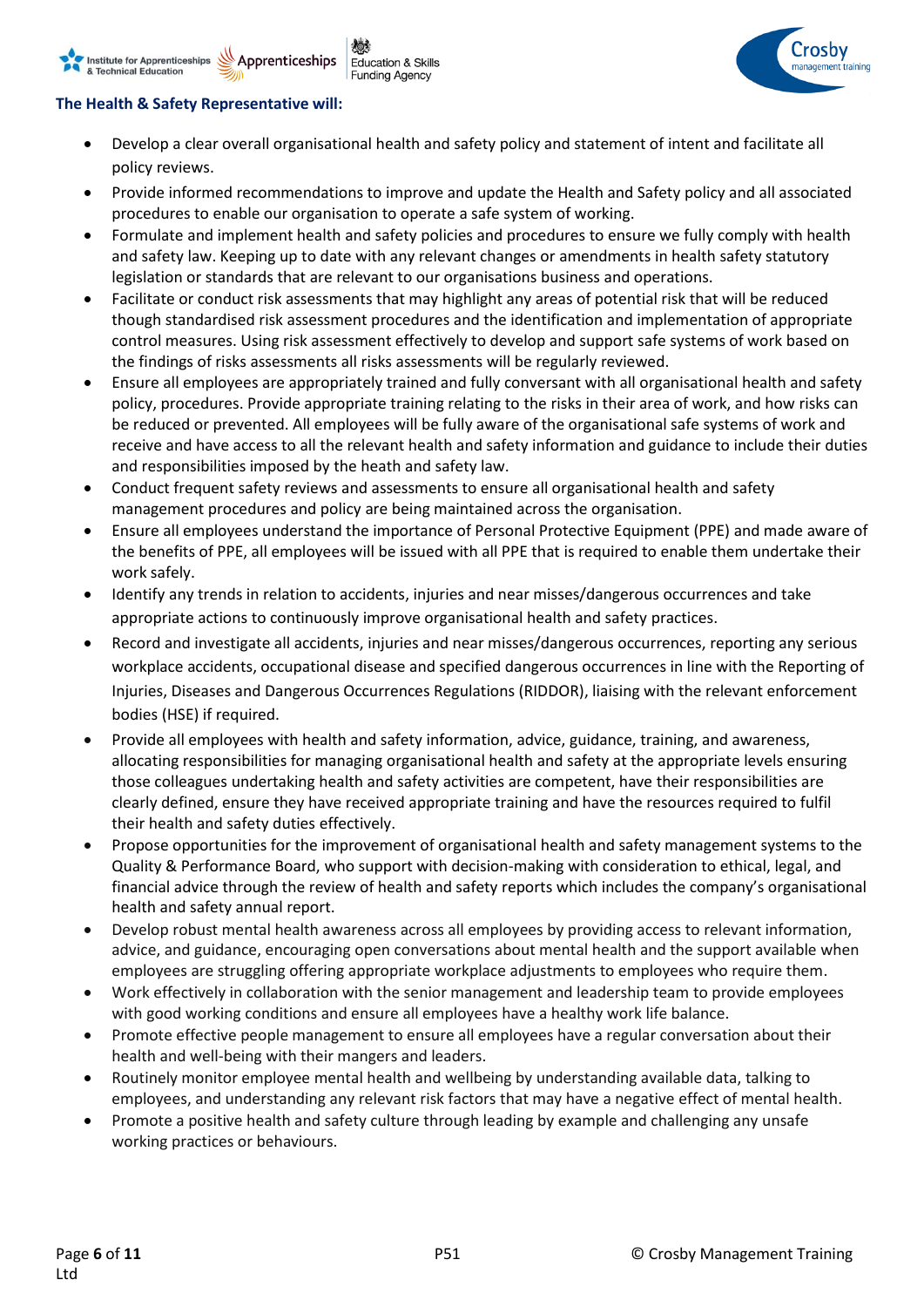**The Health & Safety Representative will:**

- Develop a clear overall organisational health and safety policy and statement of intent and facilitate all policy reviews.
- Provide informed recommendations to improve and update the Health and Safety policy and all associated procedures to enable our organisation to operate a safe system of working.
- Formulate and implement health and safety policies and procedures to ensure we fully comply with health and safety law. Keeping up to date with any relevant changes or amendments in health safety statutory legislation or standards that are relevant to our organisations business and operations.
- Facilitate or conduct risk assessments that may highlight any areas of potential risk that will be reduced though standardised risk assessment procedures and the identification and implementation of appropriate control measures. Using risk assessment effectively to develop and support safe systems of work based on the findings of risks assessments all risks assessments will be regularly reviewed.
- Ensure all employees are appropriately trained and fully conversant with all organisational health and safety policy, procedures. Provide appropriate training relating to the risks in their area of work, and how risks can be reduced or prevented. All employees will be fully aware of the organisational safe systems of work and receive and have access to all the relevant health and safety information and guidance to include their duties and responsibilities imposed by the heath and safety law.
- Conduct frequent safety reviews and assessments to ensure all organisational health and safety management procedures and policy are being maintained across the organisation.
- Ensure all employees understand the importance of Personal Protective Equipment (PPE) and made aware of the benefits of PPE, all employees will be issued with all PPE that is required to enable them undertake their work safely.
- Identify any trends in relation to accidents, injuries and near misses/dangerous occurrences and take appropriate actions to continuously improve organisational health and safety practices.
- Record and investigate all accidents, injuries and near misses/dangerous occurrences, reporting any serious workplace accidents, occupational disease and specified dangerous occurrences in line with the Reporting of Injuries, Diseases and Dangerous Occurrences Regulations (RIDDOR), liaising with the relevant enforcement bodies (HSE) if required.
- Provide all employees with health and safety information, advice, guidance, training, and awareness, allocating responsibilities for managing organisational health and safety at the appropriate levels ensuring those colleagues undertaking health and safety activities are competent, have their responsibilities are clearly defined, ensure they have received appropriate training and have the resources required to fulfil their health and safety duties effectively.
- Propose opportunities for the improvement of organisational health and safety management systems to the Quality & Performance Board, who support with decision-making with consideration to ethical, legal, and financial advice through the review of health and safety reports which includes the company's organisational health and safety annual report.
- Develop robust mental health awareness across all employees by providing access to relevant information, advice, and guidance, encouraging open conversations about mental health and the support available when employees are struggling offering appropriate workplace adjustments to employees who require them.
- Work effectively in collaboration with the senior management and leadership team to provide employees with good working conditions and ensure all employees have a healthy work life balance.
- Promote effective people management to ensure all employees have a regular conversation about their health and well-being with their mangers and leaders.
- Routinely monitor employee mental health and wellbeing by understanding available data, talking to employees, and understanding any relevant risk factors that may have a negative effect of mental health.
- Promote a positive health and safety culture through leading by example and challenging any unsafe working practices or behaviours.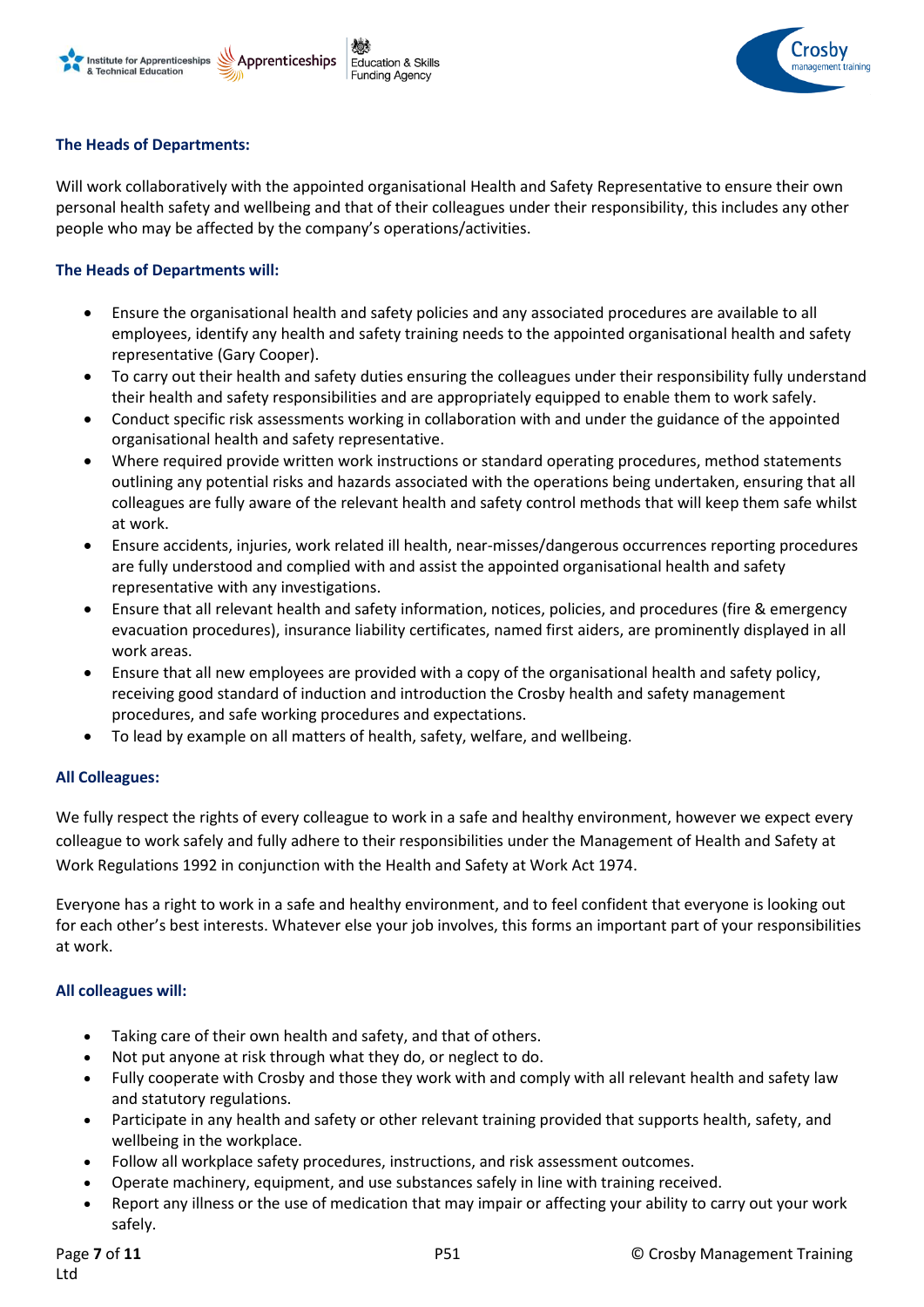**The Heads of Departments:**

Will work collaboratively with the appointed organisational Health and Safety Representative to ensure their own personal health safety and wellbeing and that of their colleagues under their responsibility, this includes any other people who may be affected by the company's operations/activities.

**The Heads of Departments will:**

- Ensure the organisational health and safety policies and any associated procedures are available to all employees, identify any health and safety training needs to the appointed organisational health and safety representative (Gary Cooper).
- To carry out their health and safety duties ensuring the colleagues under their responsibility fully understand their health and safety responsibilities and are appropriately equipped to enable them to work safely.
- Conduct specific risk assessments working in collaboration with and under the guidance of the appointed organisational health and safety representative.
- Where required provide written work instructions or standard operating procedures, method statements outlining any potential risks and hazards associated with the operations being undertaken, ensuring that all colleagues are fully aware of the relevant health and safety control methods that will keep them safe whilst at work.
- Ensure accidents, injuries, work related ill health, near-misses/dangerous occurrences reporting procedures are fully understood and complied with and assist the appointed organisational health and safety representative with any investigations.
- Ensure that all relevant health and safety information, notices, policies, and procedures (fire & emergency evacuation procedures), insurance liability certificates, named first aiders, are prominently displayed in all work areas.
- Ensure that all new employees are provided with a copy of the organisational health and safety policy, receiving good standard of induction and introduction the Crosby health and safety management procedures, and safe working procedures and expectations.
- To lead by example on all matters of health, safety, welfare, and wellbeing.

**All Colleagues:**

We fully respect the rights of every colleague to work in a safe and healthy environment, however we expect every colleague to work safely and fully adhere to their responsibilities under the Management of Health and Safety at Work Regulations 1992 in conjunction with the Health and Safety at Work Act 1974.

Everyone has a right to work in a safe and healthy environment, and to feel confident that everyone is looking out for each other's best interests. Whatever else your job involves, this forms an important part of your responsibilities at work.

**All colleagues will:**

- Taking care of their own health and safety, and that of others.
- Not put anyone at risk through what they do, or neglect to do.
- Fully cooperate with Crosby and those they work with and comply with all relevant health and safety law and statutory regulations.
- Participate in any health and safety or other relevant training provided that supports health, safety, and wellbeing in the workplace.
- Follow all workplace safety procedures, instructions, and risk assessment outcomes.
- Operate machinery, equipment, and use substances safely in line with training received.
- Report any illness or the use of medication that may impair or affecting your ability to carry out your work safely.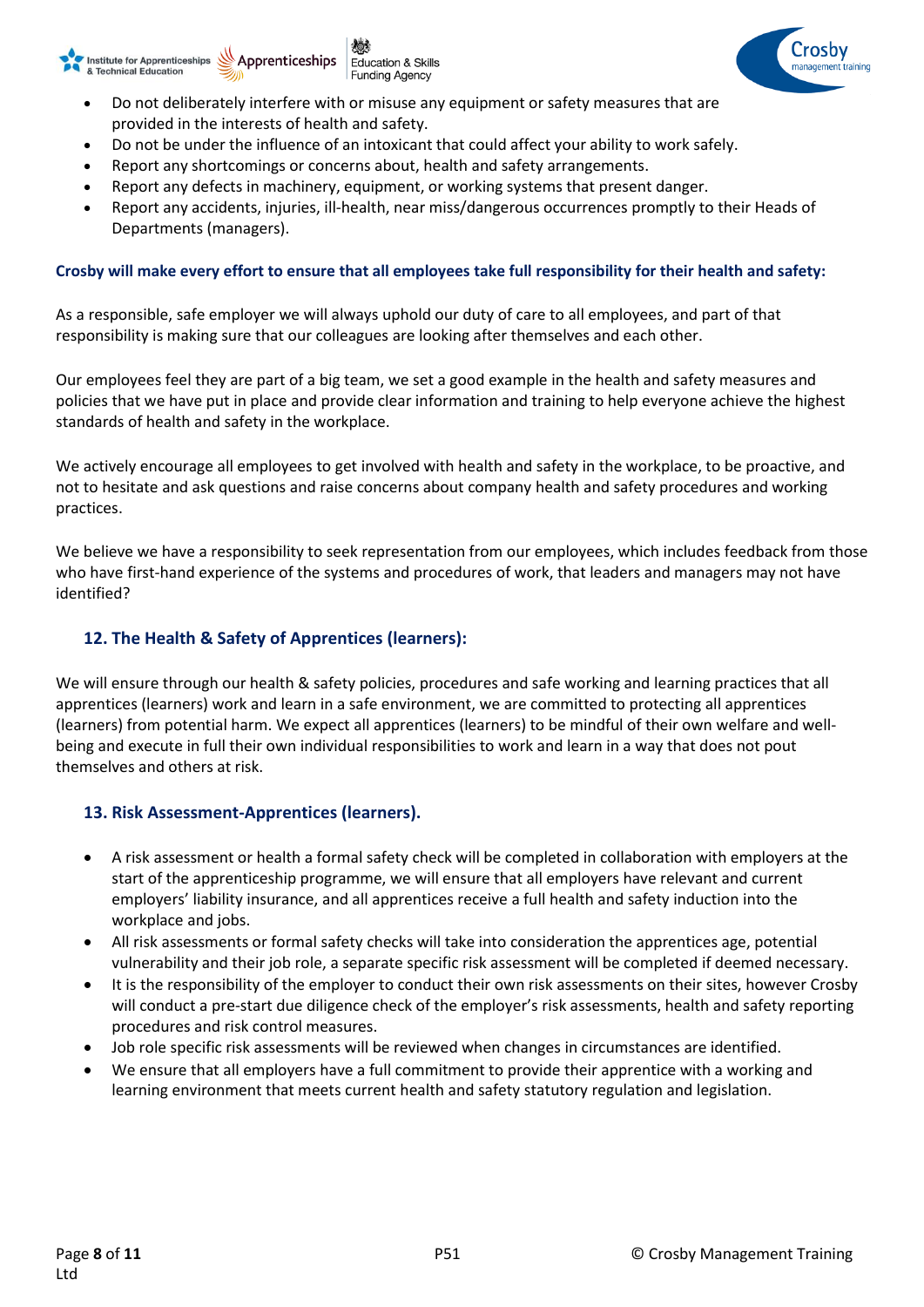- Do not deliberately interfere with or misuse any equipment or safety measures that are provided in the interests of health and safety.
- Do not be under the influence of an intoxicant that could affect your ability to work safely.
- Report any shortcomings or concerns about, health and safety arrangements.
- Report any defects in machinery, equipment, or working systems that present danger.
- Report any accidents, injuries, ill-health, near miss/dangerous occurrences promptly to their Heads of Departments (managers).

**Crosby will make every effort to ensure that all employees take full responsibility for their health and safety:**

As a responsible, safe employer we will always uphold our duty of care to all employees, and part of that responsibility is making sure that our colleagues are looking after themselves and each other.

Our employees feel they are part of a big team, we set a good example in the health and safety measures and policies that we have put in place and provide clear information and training to help everyone achieve the highest standards of health and safety in the workplace.

We actively encourage all employees to get involved with health and safety in the workplace, to be proactive, and not to hesitate and ask questions and raise concerns about company health and safety procedures and working practices.

We believe we have a responsibility to seek representation from our employees, which includes feedback from those who have first-hand experience of the systems and procedures of work, that leaders and managers may not have identified?

## 12. The Health & Safety of Apprentices (learners):

We will ensure through our health & safety policies, procedures and safe working and learning practices that all apprentices (learners) work and learn in a safe environment, we are committed to protecting all apprentices (learners) from potential harm. We expect all apprentices (learners) to be mindful of their own welfare and well-being and execute in full their own individual responsibilities to work and learn in a way that does not pout themselves and others at risk.

## 13. Risk Assessment-Apprentices (learners).

- A risk assessment or health a formal safety check will be completed in collaboration with employers at the start of the apprenticeship programme, we will ensure that all employers have relevant and current employers' liability insurance, and all apprentices receive a full health and safety induction into the workplace and jobs.
- All risk assessments or formal safety checks will take into consideration the apprentices age, potential vulnerability and their job role, a separate specific risk assessment will be completed if deemed necessary.
- It is the responsibility of the employer to conduct their own risk assessments on their sites, however Crosby will conduct a pre-start due diligence check of the employer's risk assessments, health and safety reporting procedures and risk control measures.
- Job role specific risk assessments will be reviewed when changes in circumstances are identified.
- We ensure that all employers have a full commitment to provide their apprentice with a working and learning environment that meets current health and safety statutory regulation and legislation.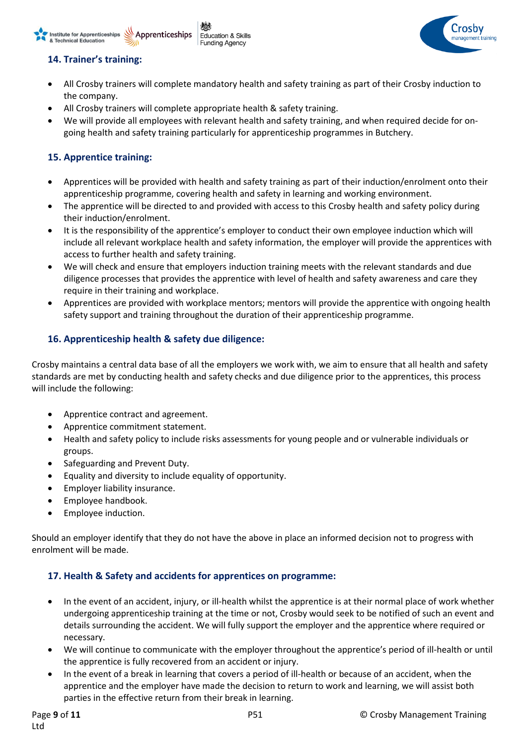## 14. Trainer's training:

- All Crosby trainers will complete mandatory health and safety training as part of their Crosby induction to the company.
- All Crosby trainers will complete appropriate health & safety training.
- We will provide all employees with relevant health and safety training, and when required decide for on-going health and safety training particularly for apprenticeship programmes in Butchery.

## 15. Apprentice training:

- Apprentices will be provided with health and safety training as part of their induction/enrolment onto their apprenticeship programme, covering health and safety in learning and working environment.
- The apprentice will be directed to and provided with access to this Crosby health and safety policy during their induction/enrolment.
- It is the responsibility of the apprentice's employer to conduct their own employee induction which will include all relevant workplace health and safety information, the employer will provide the apprentices with access to further health and safety training.
- We will check and ensure that employers induction training meets with the relevant standards and due diligence processes that provides the apprentice with level of health and safety awareness and care they require in their training and workplace.
- Apprentices are provided with workplace mentors; mentors will provide the apprentice with ongoing health safety support and training throughout the duration of their apprenticeship programme.

## 16. Apprenticeship health & safety due diligence:

Crosby maintains a central data base of all the employers we work with, we aim to ensure that all health and safety standards are met by conducting health and safety checks and due diligence prior to the apprentices, this process will include the following:

- Apprentice contract and agreement.
- Apprentice commitment statement.
- Health and safety policy to include risks assessments for young people and or vulnerable individuals or groups.
- Safeguarding and Prevent Duty.
- Equality and diversity to include equality of opportunity.
- Employer liability insurance.
- Employee handbook.
- Employee induction.

Should an employer identify that they do not have the above in place an informed decision not to progress with enrolment will be made.

## 17. Health & Safety and accidents for apprentices on programme:

- In the event of an accident, injury, or ill-health whilst the apprentice is at their normal place of work whether undergoing apprenticeship training at the time or not, Crosby would seek to be notified of such an event and details surrounding the accident. We will fully support the employer and the apprentice where required or necessary.
- We will continue to communicate with the employer throughout the apprentice's period of ill-health or until the apprentice is fully recovered from an accident or injury.
- In the event of a break in learning that covers a period of ill-health or because of an accident, when the apprentice and the employer have made the decision to return to work and learning, we will assist both parties in the effective return from their break in learning.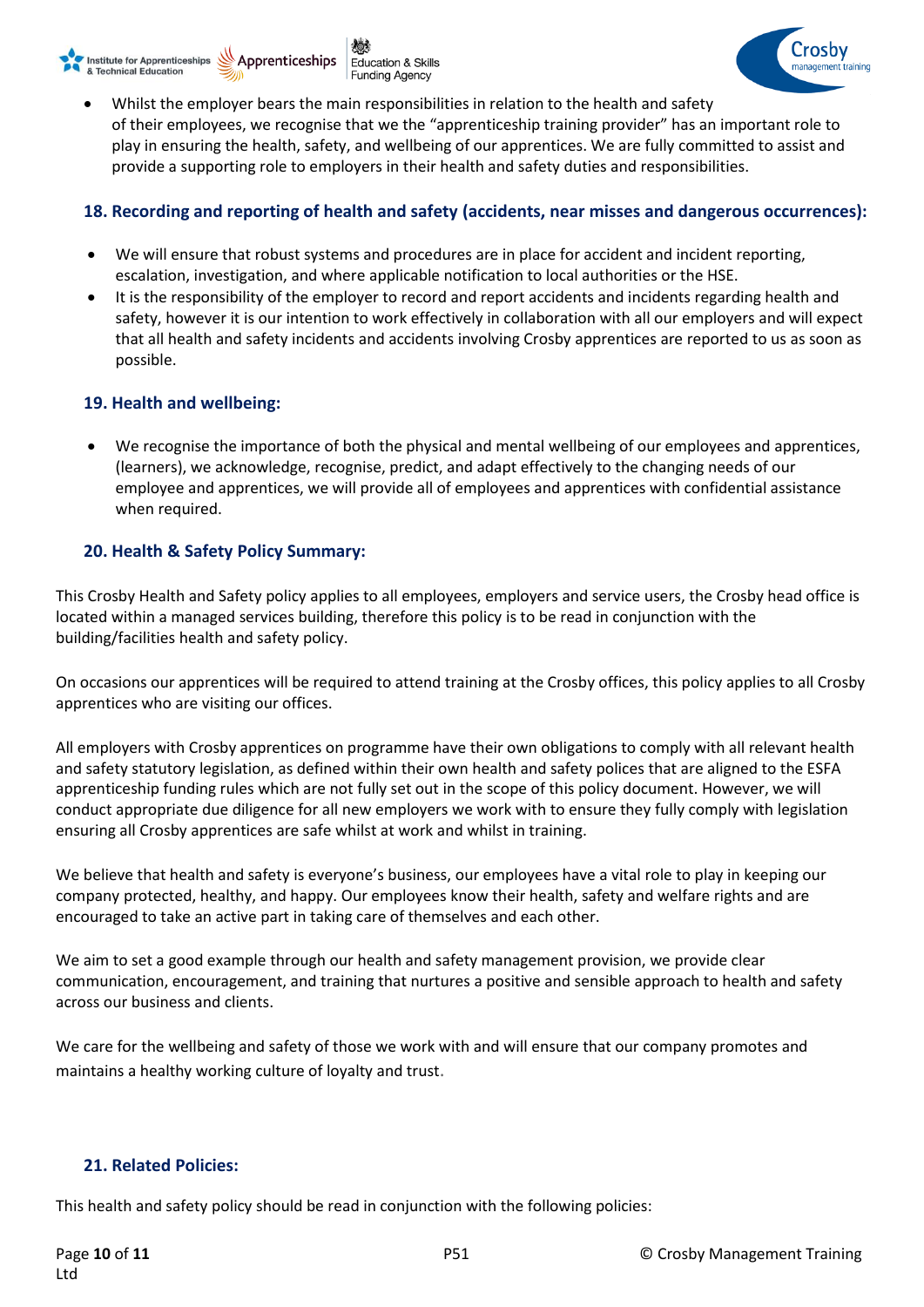- Whilst the employer bears the main responsibilities in relation to the health and safety of their employees, we recognise that we the "apprenticeship training provider" has an important role to play in ensuring the health, safety, and wellbeing of our apprentices. We are fully committed to assist and provide a supporting role to employers in their health and safety duties and responsibilities.

### 18. Recording and reporting of health and safety (accidents, near misses and dangerous occurrences):

- We will ensure that robust systems and procedures are in place for accident and incident reporting, escalation, investigation, and where applicable notification to local authorities or the HSE.
- It is the responsibility of the employer to record and report accidents and incidents regarding health and safety, however it is our intention to work effectively in collaboration with all our employers and will expect that all health and safety incidents and accidents involving Crosby apprentices are reported to us as soon as possible.

### 19. Health and wellbeing:

- We recognise the importance of both the physical and mental wellbeing of our employees and apprentices, (learners), we acknowledge, recognise, predict, and adapt effectively to the changing needs of our employee and apprentices, we will provide all of employees and apprentices with confidential assistance when required.

### 20. Health & Safety Policy Summary:

This Crosby Health and Safety policy applies to all employees, employers and service users, the Crosby head office is located within a managed services building, therefore this policy is to be read in conjunction with the building/facilities health and safety policy.

On occasions our apprentices will be required to attend training at the Crosby offices, this policy applies to all Crosby apprentices who are visiting our offices.

All employers with Crosby apprentices on programme have their own obligations to comply with all relevant health and safety statutory legislation, as defined within their own health and safety polices that are aligned to the ESFA apprenticeship funding rules which are not fully set out in the scope of this policy document. However, we will conduct appropriate due diligence for all new employers we work with to ensure they fully comply with legislation ensuring all Crosby apprentices are safe whilst at work and whilst in training.

We believe that health and safety is everyone's business, our employees have a vital role to play in keeping our company protected, healthy, and happy. Our employees know their health, safety and welfare rights and are encouraged to take an active part in taking care of themselves and each other.

We aim to set a good example through our health and safety management provision, we provide clear communication, encouragement, and training that nurtures a positive and sensible approach to health and safety across our business and clients.

We care for the wellbeing and safety of those we work with and will ensure that our company promotes and maintains a healthy working culture of loyalty and trust.

### 21. Related Policies:

This health and safety policy should be read in conjunction with the following policies: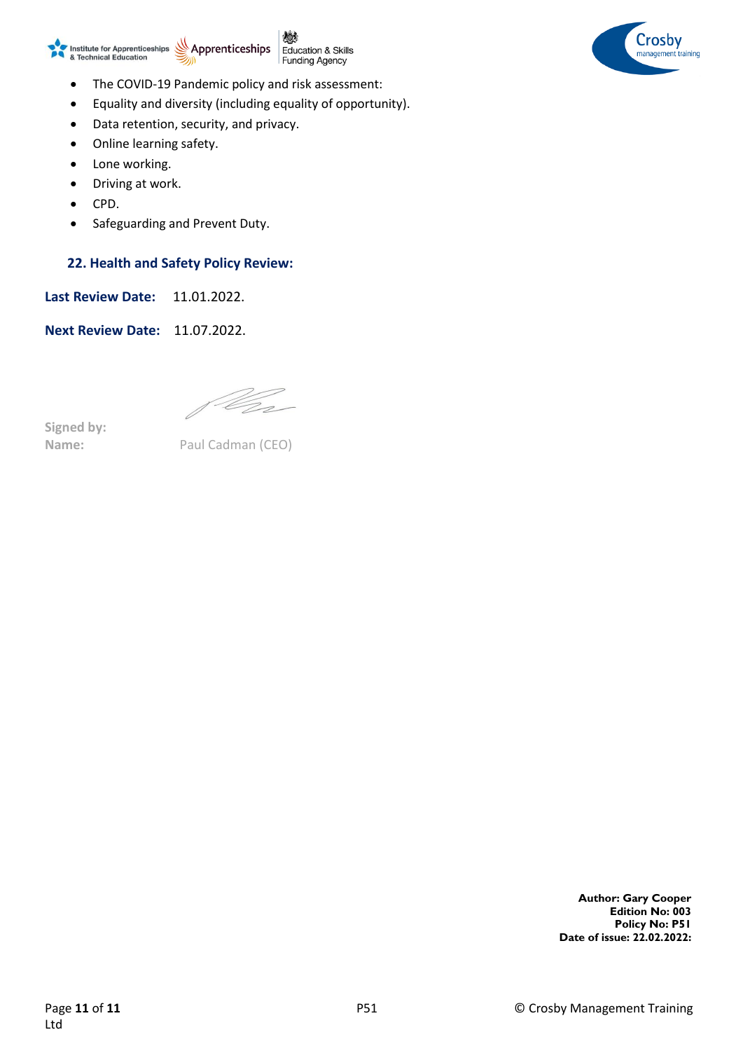- The COVID-19 Pandemic policy and risk assessment:
- Equality and diversity (including equality of opportunity).
- Data retention, security, and privacy.
- Online learning safety.
- Lone working.
- Driving at work.
- CPD.
- Safeguarding and Prevent Duty.

## 22. Health and Safety Policy Review:

**Last Review Date:** 11.01.2022.

**Next Review Date:** 11.07.2022.

**Signed by:**
**Name:** Paul Cadman (CEO)

**Author: Gary Cooper**
**Edition No: 003**
**Policy No: P5I**
**Date of issue: 22.02.2022:**